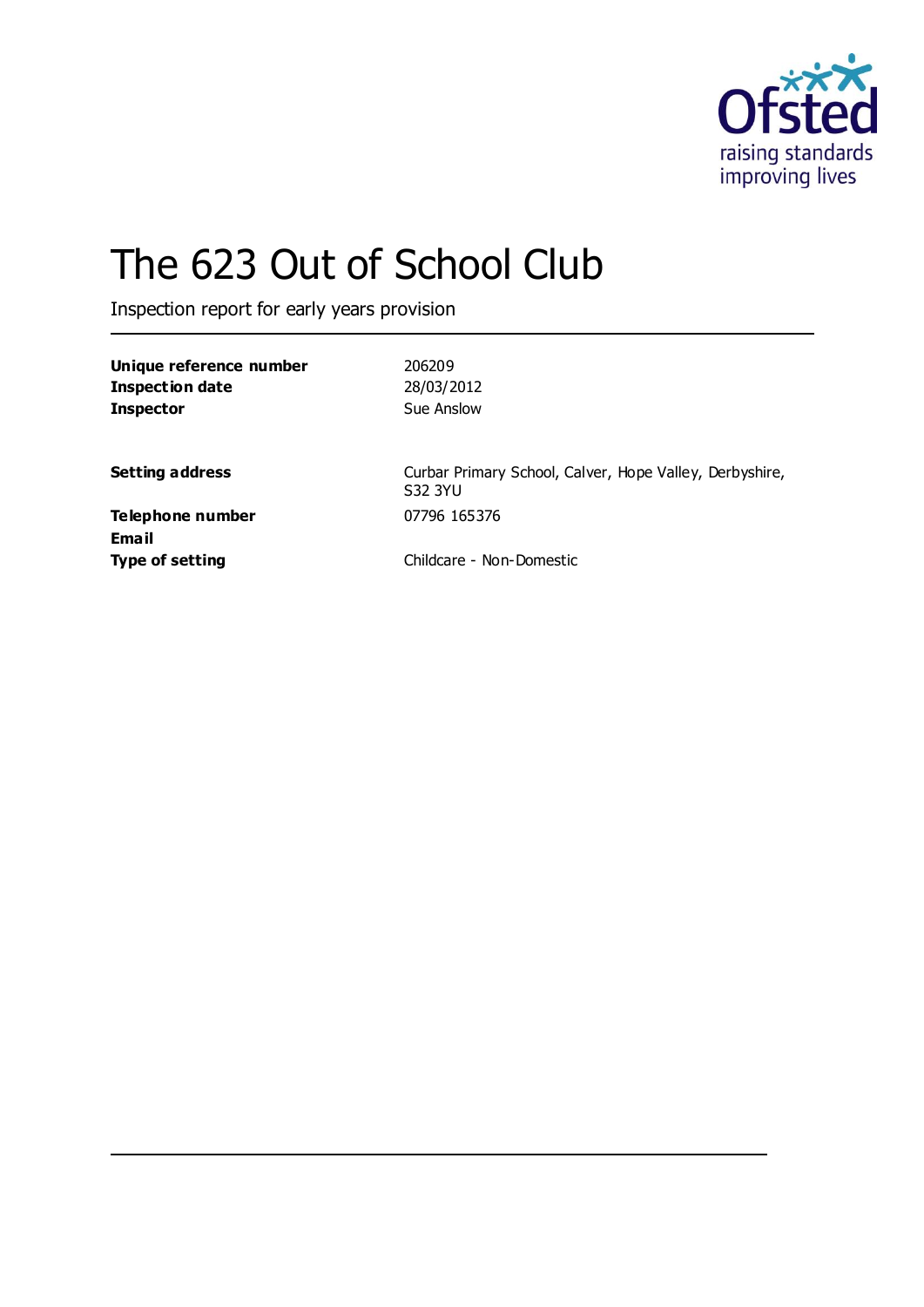# The 623 Out of School Club

Inspection report for early years provision

| | |
|---|---|
| **Unique reference number** | 206209 |
| **Inspection date** | 28/03/2012 |
| **Inspector** | Sue Anslow |
| | |
| **Setting address** | Curbar Primary School, Calver, Hope Valley, Derbyshire, S32 3YU |
| **Telephone number** | 07796 165376 |
| **Email** | |
| **Type of setting** | Childcare - Non-Domestic |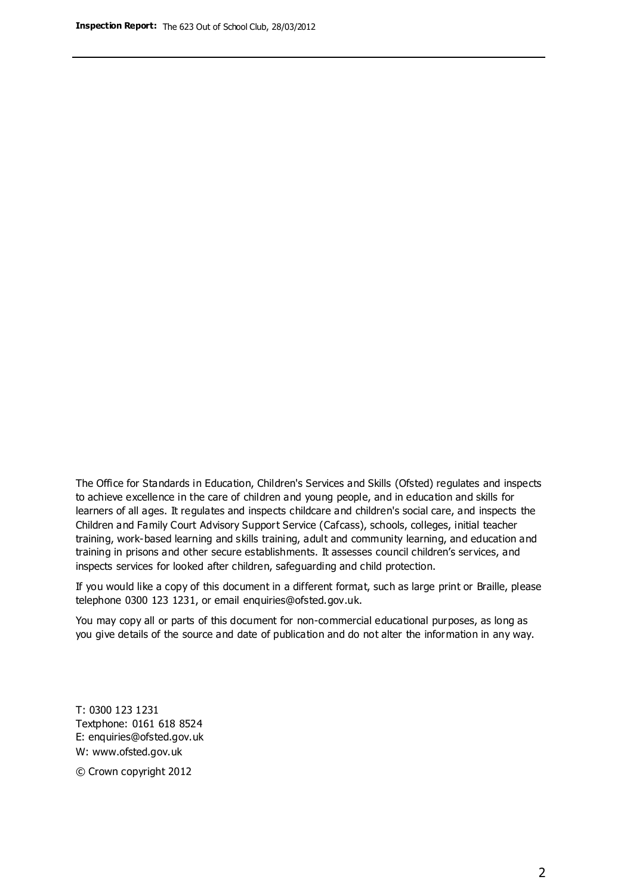The Office for Standards in Education, Children's Services and Skills (Ofsted) regulates and inspects to achieve excellence in the care of children and young people, and in education and skills for learners of all ages. It regulates and inspects childcare and children's social care, and inspects the Children and Family Court Advisory Support Service (Cafcass), schools, colleges, initial teacher training, work-based learning and skills training, adult and community learning, and education and training in prisons and other secure establishments. It assesses council children's services, and inspects services for looked after children, safeguarding and child protection.

If you would like a copy of this document in a different format, such as large print or Braille, please telephone 0300 123 1231, or email enquiries@ofsted.gov.uk.

You may copy all or parts of this document for non-commercial educational purposes, as long as you give details of the source and date of publication and do not alter the information in any way.

T: 0300 123 1231
Textphone: 0161 618 8524
E: enquiries@ofsted.gov.uk
W: www.ofsted.gov.uk

© Crown copyright 2012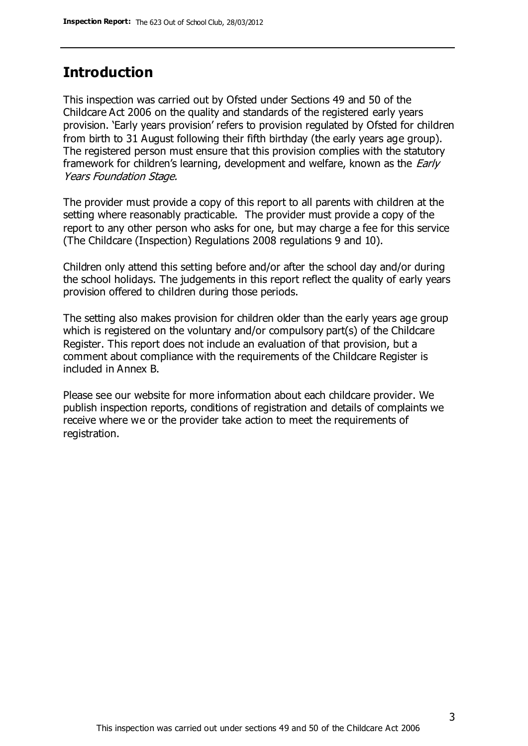## Introduction

This inspection was carried out by Ofsted under Sections 49 and 50 of the Childcare Act 2006 on the quality and standards of the registered early years provision. 'Early years provision' refers to provision regulated by Ofsted for children from birth to 31 August following their fifth birthday (the early years age group). The registered person must ensure that this provision complies with the statutory framework for children's learning, development and welfare, known as the *Early Years Foundation Stage.*

The provider must provide a copy of this report to all parents with children at the setting where reasonably practicable. The provider must provide a copy of the report to any other person who asks for one, but may charge a fee for this service (The Childcare (Inspection) Regulations 2008 regulations 9 and 10).

Children only attend this setting before and/or after the school day and/or during the school holidays. The judgements in this report reflect the quality of early years provision offered to children during those periods.

The setting also makes provision for children older than the early years age group which is registered on the voluntary and/or compulsory part(s) of the Childcare Register. This report does not include an evaluation of that provision, but a comment about compliance with the requirements of the Childcare Register is included in Annex B.

Please see our website for more information about each childcare provider. We publish inspection reports, conditions of registration and details of complaints we receive where we or the provider take action to meet the requirements of registration.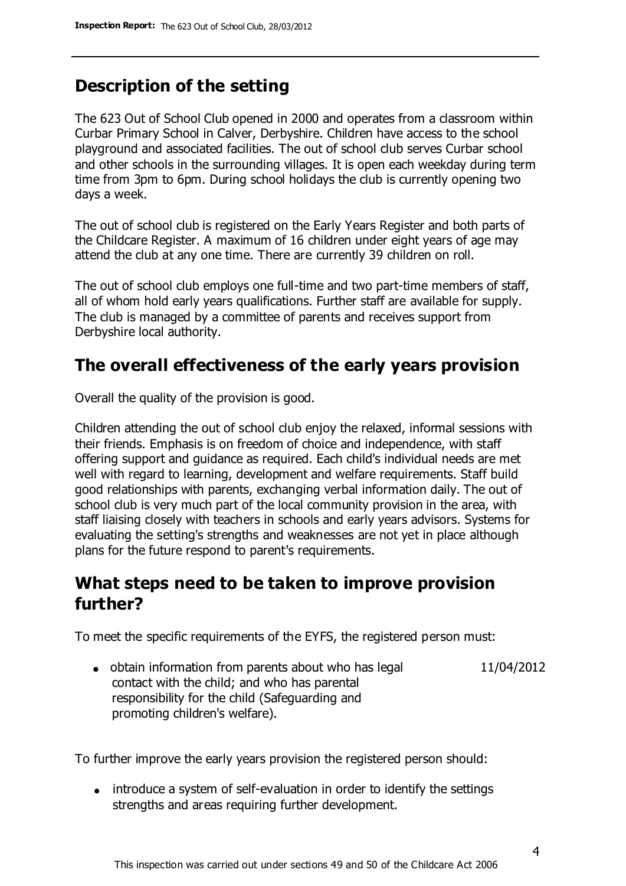## Description of the setting

The 623 Out of School Club opened in 2000 and operates from a classroom within Curbar Primary School in Calver, Derbyshire. Children have access to the school playground and associated facilities. The out of school club serves Curbar school and other schools in the surrounding villages. It is open each weekday during term time from 3pm to 6pm. During school holidays the club is currently opening two days a week.

The out of school club is registered on the Early Years Register and both parts of the Childcare Register. A maximum of 16 children under eight years of age may attend the club at any one time. There are currently 39 children on roll.

The out of school club employs one full-time and two part-time members of staff, all of whom hold early years qualifications. Further staff are available for supply. The club is managed by a committee of parents and receives support from Derbyshire local authority.

## The overall effectiveness of the early years provision

Overall the quality of the provision is good.

Children attending the out of school club enjoy the relaxed, informal sessions with their friends. Emphasis is on freedom of choice and independence, with staff offering support and guidance as required. Each child's individual needs are met well with regard to learning, development and welfare requirements. Staff build good relationships with parents, exchanging verbal information daily. The out of school club is very much part of the local community provision in the area, with staff liaising closely with teachers in schools and early years advisors. Systems for evaluating the setting's strengths and weaknesses are not yet in place although plans for the future respond to parent's requirements.

## What steps need to be taken to improve provision further?

To meet the specific requirements of the EYFS, the registered person must:

| | |
|---|---|
| • obtain information from parents about who has legal contact with the child; and who has parental responsibility for the child (Safeguarding and promoting children's welfare). | 11/04/2012 |

To further improve the early years provision the registered person should:

- introduce a system of self-evaluation in order to identify the settings strengths and areas requiring further development.

This inspection was carried out under sections 49 and 50 of the Childcare Act 2006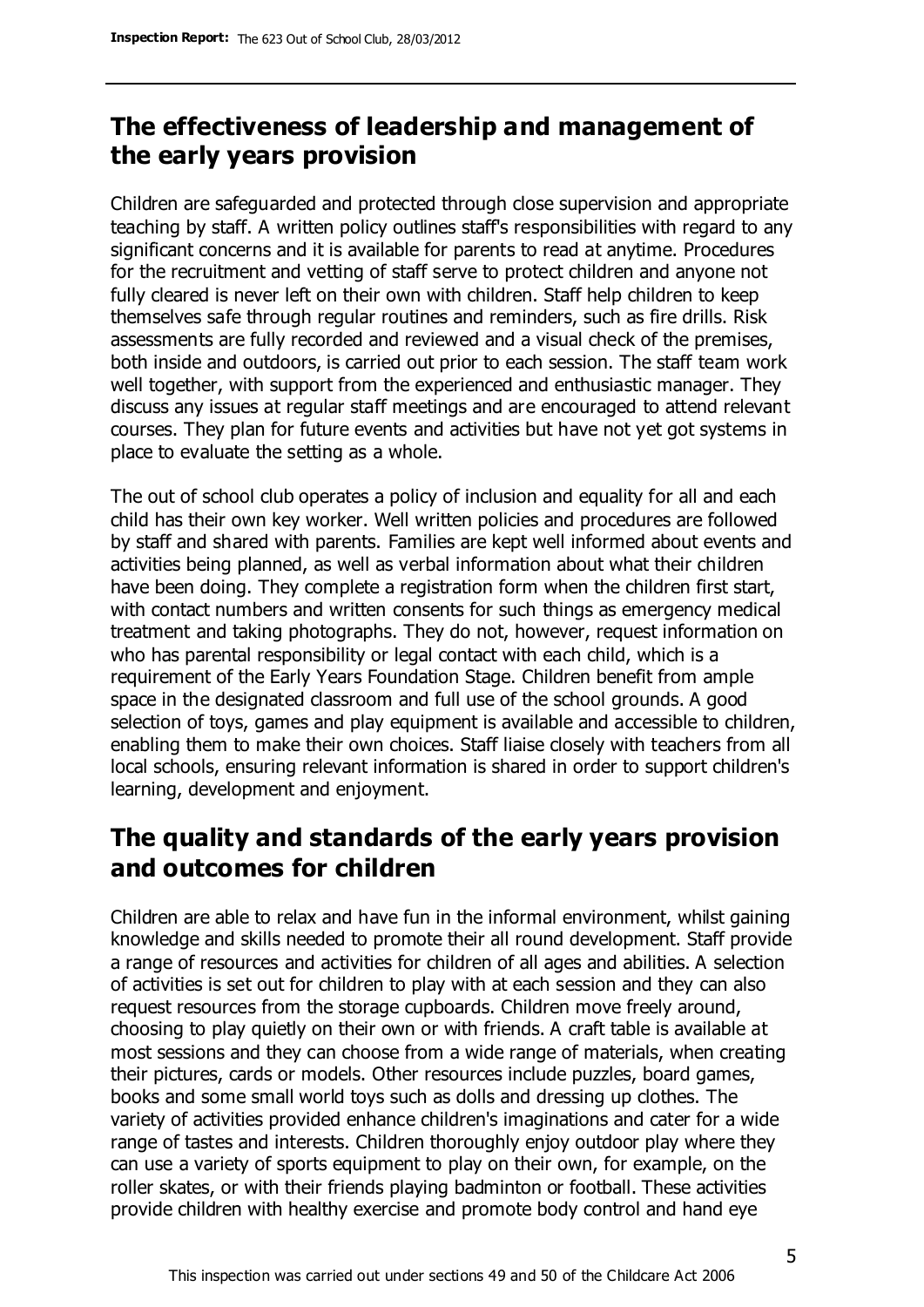## The effectiveness of leadership and management of the early years provision

Children are safeguarded and protected through close supervision and appropriate teaching by staff. A written policy outlines staff's responsibilities with regard to any significant concerns and it is available for parents to read at anytime. Procedures for the recruitment and vetting of staff serve to protect children and anyone not fully cleared is never left on their own with children. Staff help children to keep themselves safe through regular routines and reminders, such as fire drills. Risk assessments are fully recorded and reviewed and a visual check of the premises, both inside and outdoors, is carried out prior to each session. The staff team work well together, with support from the experienced and enthusiastic manager. They discuss any issues at regular staff meetings and are encouraged to attend relevant courses. They plan for future events and activities but have not yet got systems in place to evaluate the setting as a whole.

The out of school club operates a policy of inclusion and equality for all and each child has their own key worker. Well written policies and procedures are followed by staff and shared with parents. Families are kept well informed about events and activities being planned, as well as verbal information about what their children have been doing. They complete a registration form when the children first start, with contact numbers and written consents for such things as emergency medical treatment and taking photographs. They do not, however, request information on who has parental responsibility or legal contact with each child, which is a requirement of the Early Years Foundation Stage. Children benefit from ample space in the designated classroom and full use of the school grounds. A good selection of toys, games and play equipment is available and accessible to children, enabling them to make their own choices. Staff liaise closely with teachers from all local schools, ensuring relevant information is shared in order to support children's learning, development and enjoyment.

## The quality and standards of the early years provision and outcomes for children

Children are able to relax and have fun in the informal environment, whilst gaining knowledge and skills needed to promote their all round development. Staff provide a range of resources and activities for children of all ages and abilities. A selection of activities is set out for children to play with at each session and they can also request resources from the storage cupboards. Children move freely around, choosing to play quietly on their own or with friends. A craft table is available at most sessions and they can choose from a wide range of materials, when creating their pictures, cards or models. Other resources include puzzles, board games, books and some small world toys such as dolls and dressing up clothes. The variety of activities provided enhance children's imaginations and cater for a wide range of tastes and interests. Children thoroughly enjoy outdoor play where they can use a variety of sports equipment to play on their own, for example, on the roller skates, or with their friends playing badminton or football. These activities provide children with healthy exercise and promote body control and hand eye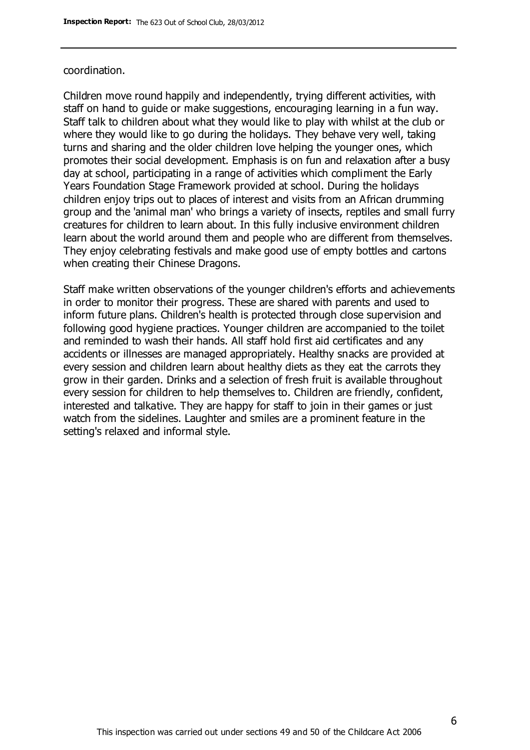coordination.

Children move round happily and independently, trying different activities, with staff on hand to guide or make suggestions, encouraging learning in a fun way. Staff talk to children about what they would like to play with whilst at the club or where they would like to go during the holidays. They behave very well, taking turns and sharing and the older children love helping the younger ones, which promotes their social development. Emphasis is on fun and relaxation after a busy day at school, participating in a range of activities which compliment the Early Years Foundation Stage Framework provided at school. During the holidays children enjoy trips out to places of interest and visits from an African drumming group and the 'animal man' who brings a variety of insects, reptiles and small furry creatures for children to learn about. In this fully inclusive environment children learn about the world around them and people who are different from themselves. They enjoy celebrating festivals and make good use of empty bottles and cartons when creating their Chinese Dragons.

Staff make written observations of the younger children's efforts and achievements in order to monitor their progress. These are shared with parents and used to inform future plans. Children's health is protected through close supervision and following good hygiene practices. Younger children are accompanied to the toilet and reminded to wash their hands. All staff hold first aid certificates and any accidents or illnesses are managed appropriately. Healthy snacks are provided at every session and children learn about healthy diets as they eat the carrots they grow in their garden. Drinks and a selection of fresh fruit is available throughout every session for children to help themselves to. Children are friendly, confident, interested and talkative. They are happy for staff to join in their games or just watch from the sidelines. Laughter and smiles are a prominent feature in the setting's relaxed and informal style.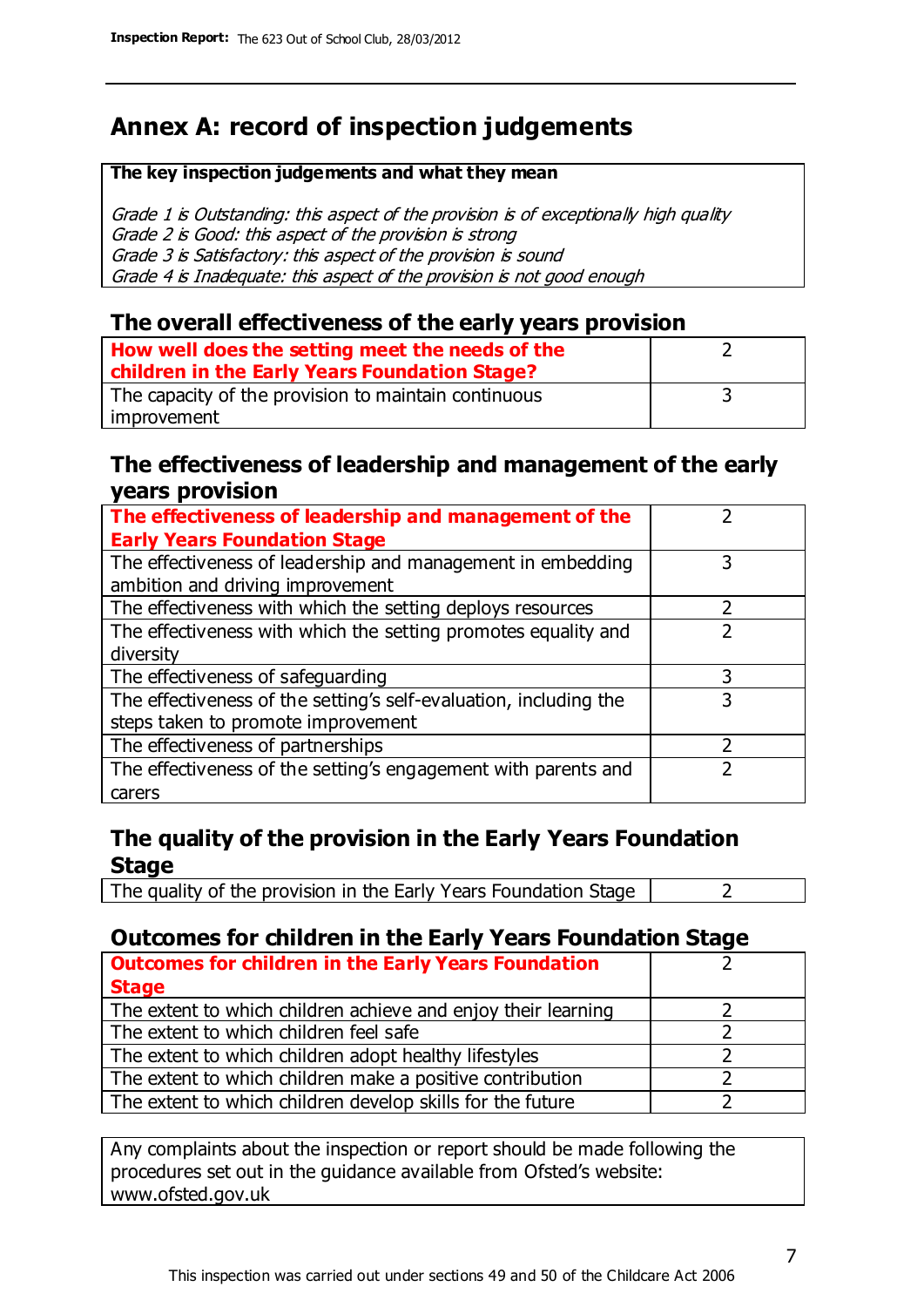# Annex A: record of inspection judgements

**The key inspection judgements and what they mean**

*Grade 1 is Outstanding: this aspect of the provision is of exceptionally high quality*
*Grade 2 is Good: this aspect of the provision is strong*
*Grade 3 is Satisfactory: this aspect of the provision is sound*
*Grade 4 is Inadequate: this aspect of the provision is not good enough*

## The overall effectiveness of the early years provision

| | |
|---|---|
| **How well does the setting meet the needs of the children in the Early Years Foundation Stage?** | 2 |
| The capacity of the provision to maintain continuous improvement | 3 |

## The effectiveness of leadership and management of the early years provision

| | |
|---|---|
| **The effectiveness of leadership and management of the Early Years Foundation Stage** | 2 |
| The effectiveness of leadership and management in embedding ambition and driving improvement | 3 |
| The effectiveness with which the setting deploys resources | 2 |
| The effectiveness with which the setting promotes equality and diversity | 2 |
| The effectiveness of safeguarding | 3 |
| The effectiveness of the setting's self-evaluation, including the steps taken to promote improvement | 3 |
| The effectiveness of partnerships | 2 |
| The effectiveness of the setting's engagement with parents and carers | 2 |

## The quality of the provision in the Early Years Foundation Stage

| | |
|---|---|
| The quality of the provision in the Early Years Foundation Stage | 2 |

## Outcomes for children in the Early Years Foundation Stage

| | |
|---|---|
| **Outcomes for children in the Early Years Foundation Stage** | 2 |
| The extent to which children achieve and enjoy their learning | 2 |
| The extent to which children feel safe | 2 |
| The extent to which children adopt healthy lifestyles | 2 |
| The extent to which children make a positive contribution | 2 |
| The extent to which children develop skills for the future | 2 |

Any complaints about the inspection or report should be made following the procedures set out in the guidance available from Ofsted's website: www.ofsted.gov.uk

This inspection was carried out under sections 49 and 50 of the Childcare Act 2006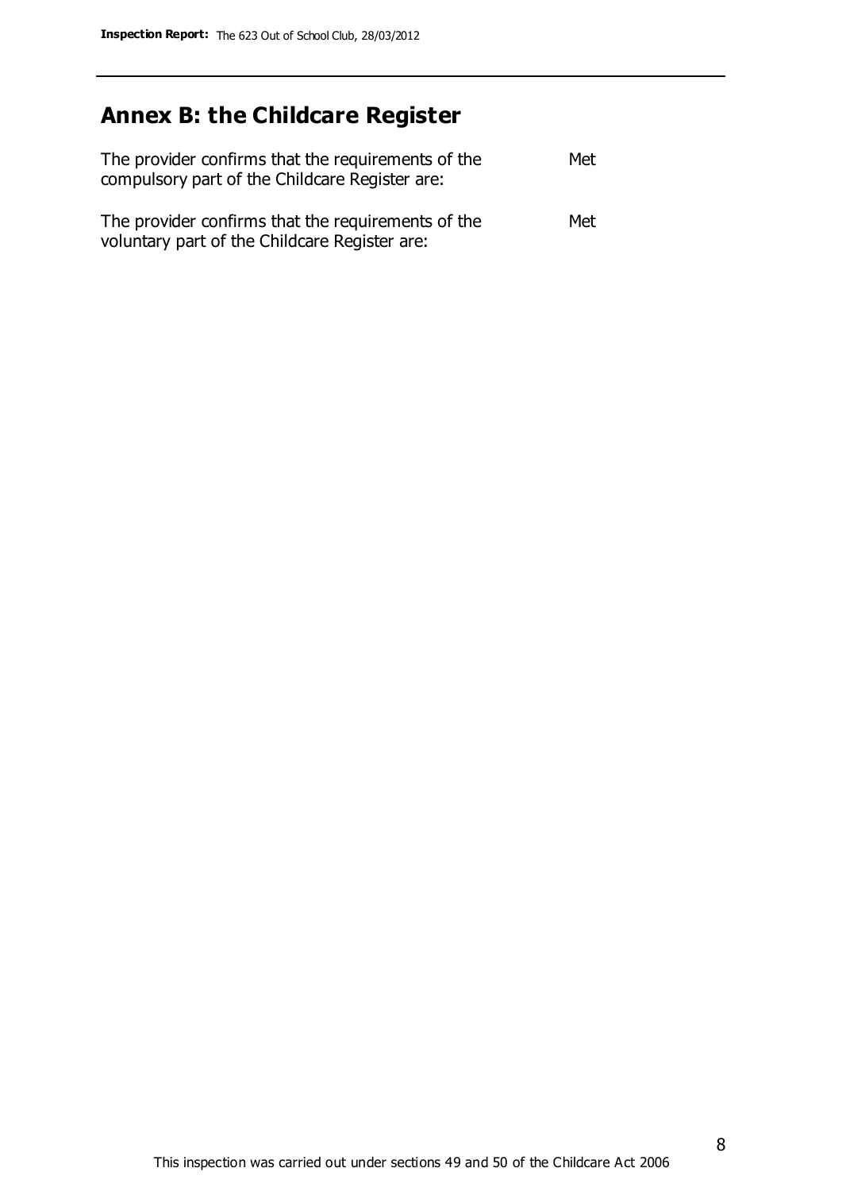# Annex B: the Childcare Register

| | |
|---|---|
| The provider confirms that the requirements of the compulsory part of the Childcare Register are: | Met |
| The provider confirms that the requirements of the voluntary part of the Childcare Register are: | Met |

This inspection was carried out under sections 49 and 50 of the Childcare Act 2006